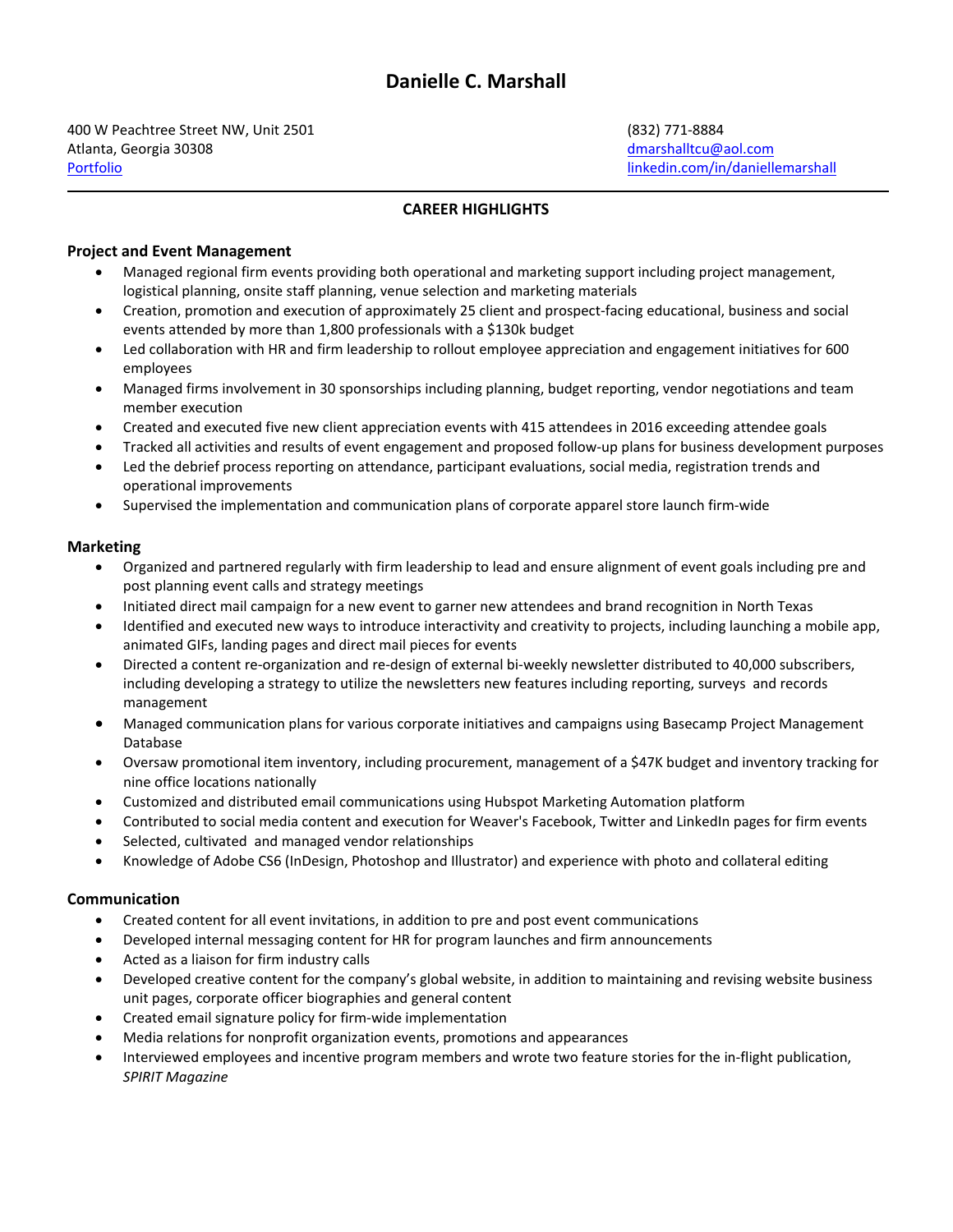# Danielle C. Marshall

400 W Peachtree Street NW, Unit 2501
Atlanta, Georgia 30308
[Portfolio]

(832) 771-8884
dmarshalltcu@aol.com
linkedin.com/in/daniellemarshall

---

## CAREER HIGHLIGHTS

### Project and Event Management

- Managed regional firm events providing both operational and marketing support including project management, logistical planning, onsite staff planning, venue selection and marketing materials
- Creation, promotion and execution of approximately 25 client and prospect-facing educational, business and social events attended by more than 1,800 professionals with a $130k budget
- Led collaboration with HR and firm leadership to rollout employee appreciation and engagement initiatives for 600 employees
- Managed firms involvement in 30 sponsorships including planning, budget reporting, vendor negotiations and team member execution
- Created and executed five new client appreciation events with 415 attendees in 2016 exceeding attendee goals
- Tracked all activities and results of event engagement and proposed follow-up plans for business development purposes
- Led the debrief process reporting on attendance, participant evaluations, social media, registration trends and operational improvements
- Supervised the implementation and communication plans of corporate apparel store launch firm-wide

### Marketing

- Organized and partnered regularly with firm leadership to lead and ensure alignment of event goals including pre and post planning event calls and strategy meetings
- Initiated direct mail campaign for a new event to garner new attendees and brand recognition in North Texas
- Identified and executed new ways to introduce interactivity and creativity to projects, including launching a mobile app, animated GIFs, landing pages and direct mail pieces for events
- Directed a content re-organization and re-design of external bi-weekly newsletter distributed to 40,000 subscribers, including developing a strategy to utilize the newsletters new features including reporting, surveys and records management
- Managed communication plans for various corporate initiatives and campaigns using Basecamp Project Management Database
- Oversaw promotional item inventory, including procurement, management of a $47K budget and inventory tracking for nine office locations nationally
- Customized and distributed email communications using Hubspot Marketing Automation platform
- Contributed to social media content and execution for Weaver's Facebook, Twitter and LinkedIn pages for firm events
- Selected, cultivated and managed vendor relationships
- Knowledge of Adobe CS6 (InDesign, Photoshop and Illustrator) and experience with photo and collateral editing

### Communication

- Created content for all event invitations, in addition to pre and post event communications
- Developed internal messaging content for HR for program launches and firm announcements
- Acted as a liaison for firm industry calls
- Developed creative content for the company's global website, in addition to maintaining and revising website business unit pages, corporate officer biographies and general content
- Created email signature policy for firm-wide implementation
- Media relations for nonprofit organization events, promotions and appearances
- Interviewed employees and incentive program members and wrote two feature stories for the in-flight publication, *SPIRIT Magazine*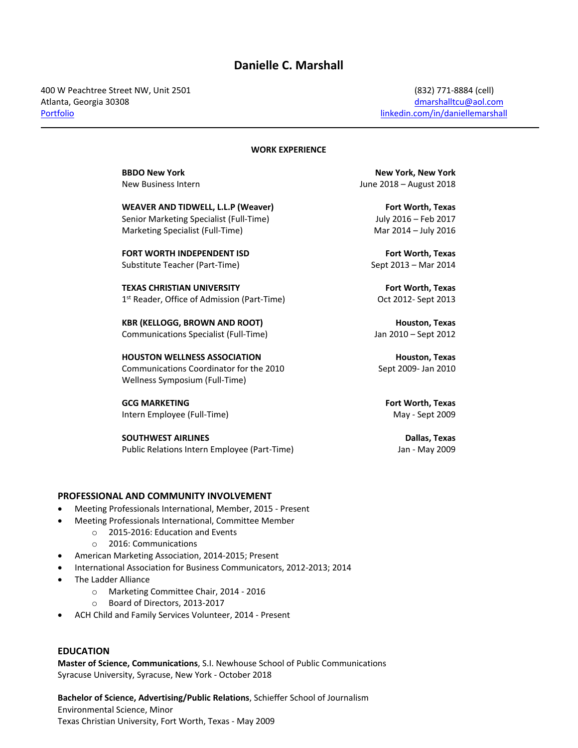# Danielle C. Marshall

400 W Peachtree Street NW, Unit 2501
Atlanta, Georgia 30308
Portfolio

(832) 771-8884 (cell)
dmarshalltcu@aol.com
linkedin.com/in/daniellemarshall

---

## WORK EXPERIENCE

**BBDO New York** — **New York, New York**
New Business Intern — June 2018 – August 2018

**WEAVER AND TIDWELL, L.L.P (Weaver)** — **Fort Worth, Texas**
Senior Marketing Specialist (Full-Time) — July 2016 – Feb 2017
Marketing Specialist (Full-Time) — Mar 2014 – July 2016

**FORT WORTH INDEPENDENT ISD** — **Fort Worth, Texas**
Substitute Teacher (Part-Time) — Sept 2013 – Mar 2014

**TEXAS CHRISTIAN UNIVERSITY** — **Fort Worth, Texas**
1st Reader, Office of Admission (Part-Time) — Oct 2012- Sept 2013

**KBR (KELLOGG, BROWN AND ROOT)** — **Houston, Texas**
Communications Specialist (Full-Time) — Jan 2010 – Sept 2012

**HOUSTON WELLNESS ASSOCIATION** — **Houston, Texas**
Communications Coordinator for the 2010 Wellness Symposium (Full-Time) — Sept 2009- Jan 2010

**GCG MARKETING** — **Fort Worth, Texas**
Intern Employee (Full-Time) — May - Sept 2009

**SOUTHWEST AIRLINES** — **Dallas, Texas**
Public Relations Intern Employee (Part-Time) — Jan - May 2009

## PROFESSIONAL AND COMMUNITY INVOLVEMENT

- Meeting Professionals International, Member, 2015 - Present
- Meeting Professionals International, Committee Member
  - 2015-2016: Education and Events
  - 2016: Communications
- American Marketing Association, 2014-2015; Present
- International Association for Business Communicators, 2012-2013; 2014
- The Ladder Alliance
  - Marketing Committee Chair, 2014 - 2016
  - Board of Directors, 2013-2017
- ACH Child and Family Services Volunteer, 2014 - Present

## EDUCATION

**Master of Science, Communications**, S.I. Newhouse School of Public Communications
Syracuse University, Syracuse, New York - October 2018

**Bachelor of Science, Advertising/Public Relations**, Schieffer School of Journalism
Environmental Science, Minor
Texas Christian University, Fort Worth, Texas - May 2009